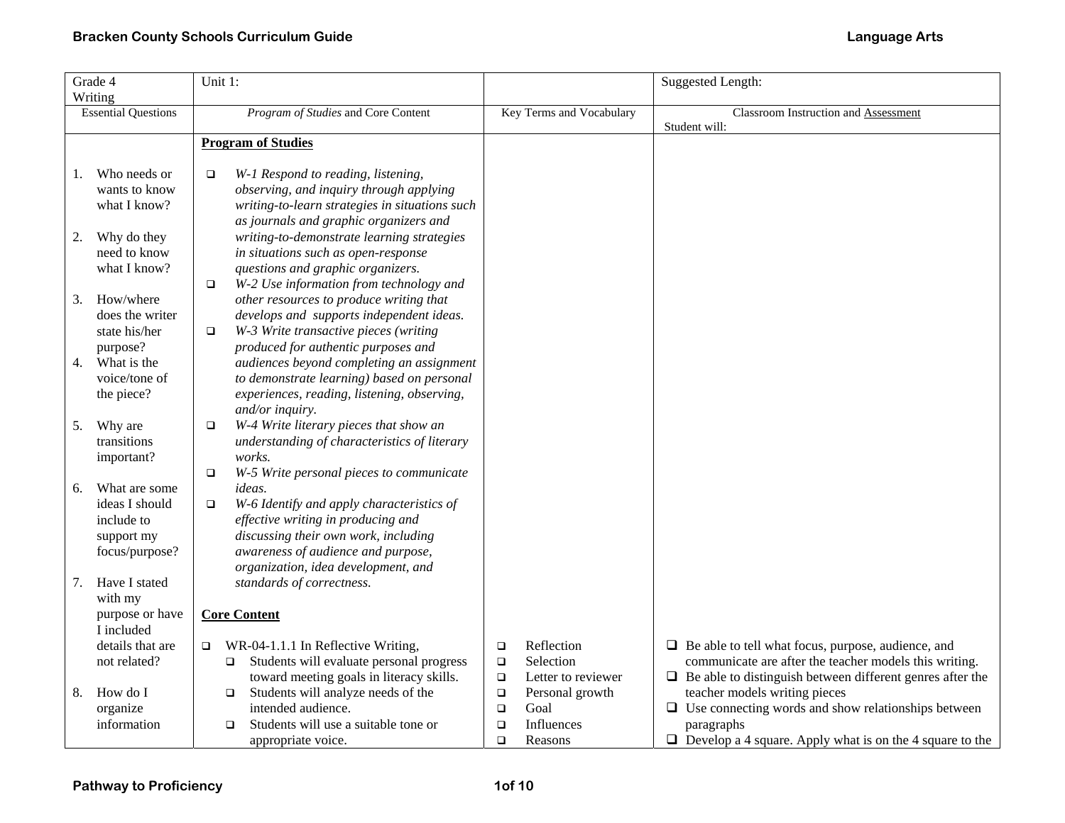| Grade 4 Writing | Unit 1: | | Suggested Length: |
|---|---|---|---|
| Essential Questions | *Program of Studies* and Core Content | Key Terms and Vocabulary | Classroom Instruction and Assessment<br>Student will: |
| 1. Who needs or wants to know what I know?<br><br>2. Why do they need to know what I know?<br><br>3. How/where does the writer state his/her purpose?<br><br>4. What is the voice/tone of the piece?<br><br>5. Why are transitions important?<br><br>6. What are some ideas I should include to support my focus/purpose?<br><br>7. Have I stated with my purpose or have I included details that are not related?<br><br>8. How do I organize information | **Program of Studies**<br><br>❑ *W-1 Respond to reading, listening, observing, and inquiry through applying writing-to-learn strategies in situations such as journals and graphic organizers and writing-to-demonstrate learning strategies in situations such as open-response questions and graphic organizers.*<br>❑ *W-2 Use information from technology and other resources to produce writing that develops and supports independent ideas.*<br>❑ *W-3 Write transactive pieces (writing produced for authentic purposes and audiences beyond completing an assignment to demonstrate learning) based on personal experiences, reading, listening, observing, and/or inquiry.*<br>❑ *W-4 Write literary pieces that show an understanding of characteristics of literary works.*<br>❑ *W-5 Write personal pieces to communicate ideas.*<br>❑ *W-6 Identify and apply characteristics of effective writing in producing and discussing their own work, including awareness of audience and purpose, organization, idea development, and standards of correctness.*<br><br>**Core Content**<br><br>❑ WR-04-1.1.1 In Reflective Writing,<br>❑ Students will evaluate personal progress toward meeting goals in literacy skills.<br>❑ Students will analyze needs of the intended audience.<br>❑ Students will use a suitable tone or appropriate voice. | ❑ Reflection<br>❑ Selection<br>❑ Letter to reviewer<br>❑ Personal growth<br>❑ Goal<br>❑ Influences<br>❑ Reasons | ❑ Be able to tell what focus, purpose, audience, and communicate are after the teacher models this writing.<br>❑ Be able to distinguish between different genres after the teacher models writing pieces<br>❑ Use connecting words and show relationships between paragraphs<br>❑ Develop a 4 square. Apply what is on the 4 square to the |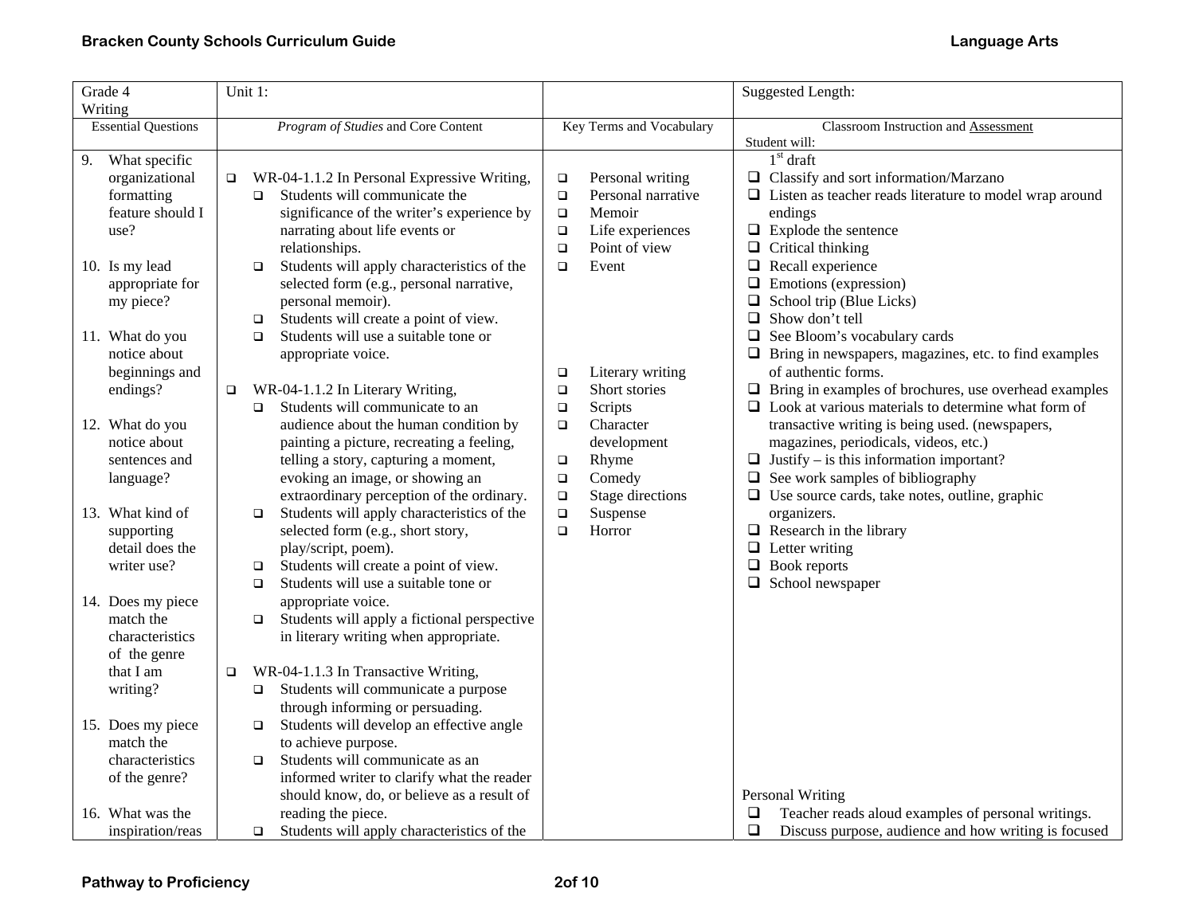| Grade 4 Writing | Unit 1: | | Suggested Length: |
|---|---|---|---|
| Essential Questions | *Program of Studies* and Core Content | Key Terms and Vocabulary | Classroom Instruction and Assessment<br>Student will: |
| 9. What specific organizational formatting feature should I use?<br><br>10. Is my lead appropriate for my piece?<br><br>11. What do you notice about beginnings and endings?<br><br>12. What do you notice about sentences and language?<br><br>13. What kind of supporting detail does the writer use?<br><br>14. Does my piece match the characteristics of the genre that I am writing?<br><br>15. Does my piece match the characteristics of the genre?<br><br>16. What was the inspiration/reas | ❑ WR-04-1.1.2 In Personal Expressive Writing,<br>❑ Students will communicate the significance of the writer's experience by narrating about life events or relationships.<br>❑ Students will apply characteristics of the selected form (e.g., personal narrative, personal memoir).<br>❑ Students will create a point of view.<br>❑ Students will use a suitable tone or appropriate voice.<br><br>❑ WR-04-1.1.2 In Literary Writing,<br>❑ Students will communicate to an audience about the human condition by painting a picture, recreating a feeling, telling a story, capturing a moment, evoking an image, or showing an extraordinary perception of the ordinary.<br>❑ Students will apply characteristics of the selected form (e.g., short story, play/script, poem).<br>❑ Students will create a point of view.<br>❑ Students will use a suitable tone or appropriate voice.<br>❑ Students will apply a fictional perspective in literary writing when appropriate.<br><br>❑ WR-04-1.1.3 In Transactive Writing,<br>❑ Students will communicate a purpose through informing or persuading.<br>❑ Students will develop an effective angle to achieve purpose.<br>❑ Students will communicate as an informed writer to clarify what the reader should know, do, or believe as a result of reading the piece.<br>❑ Students will apply characteristics of the | ❑ Personal writing<br>❑ Personal narrative<br>❑ Memoir<br>❑ Life experiences<br>❑ Point of view<br>❑ Event<br><br>❑ Literary writing<br>❑ Short stories<br>❑ Scripts<br>❑ Character development<br>❑ Rhyme<br>❑ Comedy<br>❑ Stage directions<br>❑ Suspense<br>❑ Horror | 1st draft<br>❑ Classify and sort information/Marzano<br>❑ Listen as teacher reads literature to model wrap around endings<br>❑ Explode the sentence<br>❑ Critical thinking<br>❑ Recall experience<br>❑ Emotions (expression)<br>❑ School trip (Blue Licks)<br>❑ Show don't tell<br>❑ See Bloom's vocabulary cards<br>❑ Bring in newspapers, magazines, etc. to find examples of authentic forms.<br>❑ Bring in examples of brochures, use overhead examples<br>❑ Look at various materials to determine what form of transactive writing is being used. (newspapers, magazines, periodicals, videos, etc.)<br>❑ Justify – is this information important?<br>❑ See work samples of bibliography<br>❑ Use source cards, take notes, outline, graphic organizers.<br>❑ Research in the library<br>❑ Letter writing<br>❑ Book reports<br>❑ School newspaper<br><br>Personal Writing<br>❑ Teacher reads aloud examples of personal writings.<br>❑ Discuss purpose, audience and how writing is focused |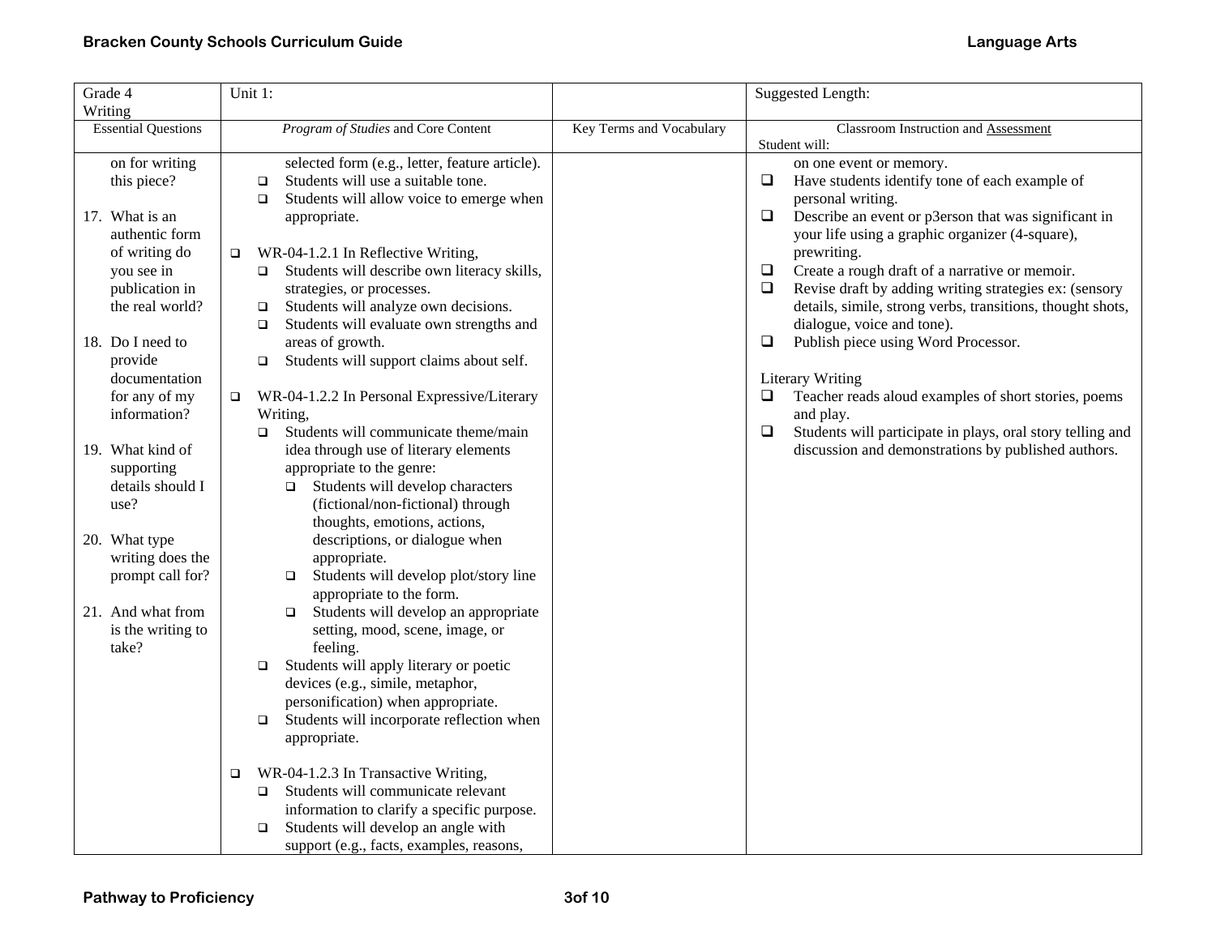| Grade 4 Writing | Unit 1: | | Suggested Length: |
|---|---|---|---|
| Essential Questions | *Program of Studies* and Core Content | Key Terms and Vocabulary | Classroom Instruction and Assessment<br>Student will: |
| on for writing this piece?<br><br>17. What is an authentic form of writing do you see in publication in the real world?<br><br>18. Do I need to provide documentation for any of my information?<br><br>19. What kind of supporting details should I use?<br><br>20. What type writing does the prompt call for?<br><br>21. And what from is the writing to take? | selected form (e.g., letter, feature article).<br>❑ Students will use a suitable tone.<br>❑ Students will allow voice to emerge when appropriate.<br><br>❑ WR-04-1.2.1 In Reflective Writing,<br>❑ Students will describe own literacy skills, strategies, or processes.<br>❑ Students will analyze own decisions.<br>❑ Students will evaluate own strengths and areas of growth.<br>❑ Students will support claims about self.<br><br>❑ WR-04-1.2.2 In Personal Expressive/Literary Writing,<br>❑ Students will communicate theme/main idea through use of literary elements appropriate to the genre:<br>❑ Students will develop characters (fictional/non-fictional) through thoughts, emotions, actions, descriptions, or dialogue when appropriate.<br>❑ Students will develop plot/story line appropriate to the form.<br>❑ Students will develop an appropriate setting, mood, scene, image, or feeling.<br>❑ Students will apply literary or poetic devices (e.g., simile, metaphor, personification) when appropriate.<br>❑ Students will incorporate reflection when appropriate.<br><br>❑ WR-04-1.2.3 In Transactive Writing,<br>❑ Students will communicate relevant information to clarify a specific purpose.<br>❑ Students will develop an angle with support (e.g., facts, examples, reasons, | | on one event or memory.<br>❑ Have students identify tone of each example of personal writing.<br>❑ Describe an event or p3erson that was significant in your life using a graphic organizer (4-square), prewriting.<br>❑ Create a rough draft of a narrative or memoir.<br>❑ Revise draft by adding writing strategies ex: (sensory details, simile, strong verbs, transitions, thought shots, dialogue, voice and tone).<br>❑ Publish piece using Word Processor.<br><br>Literary Writing<br>❑ Teacher reads aloud examples of short stories, poems and play.<br>❑ Students will participate in plays, oral story telling and discussion and demonstrations by published authors. |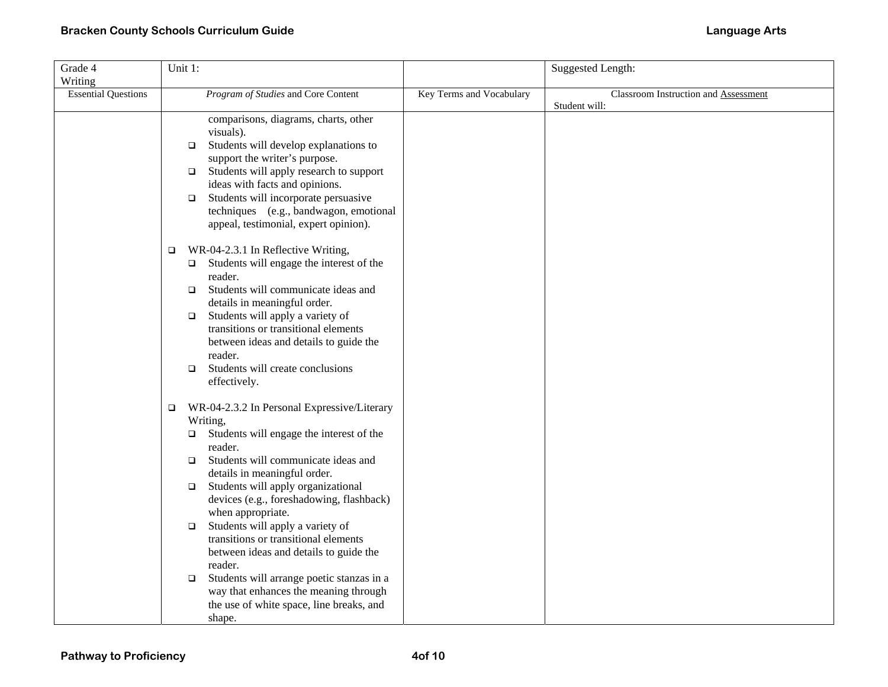| Grade 4 Writing | Unit 1: | | Suggested Length: |
|---|---|---|---|
| Essential Questions | *Program of Studies* and Core Content | Key Terms and Vocabulary | Classroom Instruction and Assessment Student will: |
| | comparisons, diagrams, charts, other visuals).<br>❑ Students will develop explanations to support the writer's purpose.<br>❑ Students will apply research to support ideas with facts and opinions.<br>❑ Students will incorporate persuasive techniques (e.g., bandwagon, emotional appeal, testimonial, expert opinion).<br><br>❑ WR-04-2.3.1 In Reflective Writing,<br>❑ Students will engage the interest of the reader.<br>❑ Students will communicate ideas and details in meaningful order.<br>❑ Students will apply a variety of transitions or transitional elements between ideas and details to guide the reader.<br>❑ Students will create conclusions effectively.<br><br>❑ WR-04-2.3.2 In Personal Expressive/Literary Writing,<br>❑ Students will engage the interest of the reader.<br>❑ Students will communicate ideas and details in meaningful order.<br>❑ Students will apply organizational devices (e.g., foreshadowing, flashback) when appropriate.<br>❑ Students will apply a variety of transitions or transitional elements between ideas and details to guide the reader.<br>❑ Students will arrange poetic stanzas in a way that enhances the meaning through the use of white space, line breaks, and shape. | | |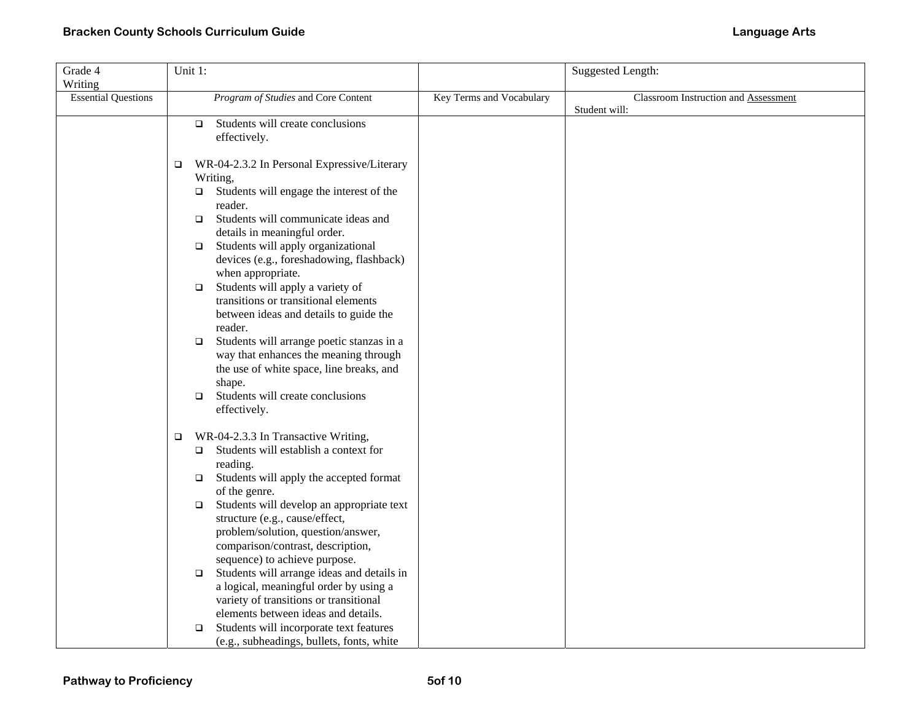| Grade 4 Writing | Unit 1: | | Suggested Length: |
|---|---|---|---|
| Essential Questions | *Program of Studies* and Core Content | Key Terms and Vocabulary | Classroom Instruction and Assessment<br>Student will: |
| | ❑ Students will create conclusions effectively.<br><br>❑ WR-04-2.3.2 In Personal Expressive/Literary Writing,<br>❑ Students will engage the interest of the reader.<br>❑ Students will communicate ideas and details in meaningful order.<br>❑ Students will apply organizational devices (e.g., foreshadowing, flashback) when appropriate.<br>❑ Students will apply a variety of transitions or transitional elements between ideas and details to guide the reader.<br>❑ Students will arrange poetic stanzas in a way that enhances the meaning through the use of white space, line breaks, and shape.<br>❑ Students will create conclusions effectively.<br><br>❑ WR-04-2.3.3 In Transactive Writing,<br>❑ Students will establish a context for reading.<br>❑ Students will apply the accepted format of the genre.<br>❑ Students will develop an appropriate text structure (e.g., cause/effect, problem/solution, question/answer, comparison/contrast, description, sequence) to achieve purpose.<br>❑ Students will arrange ideas and details in a logical, meaningful order by using a variety of transitions or transitional elements between ideas and details.<br>❑ Students will incorporate text features (e.g., subheadings, bullets, fonts, white | | |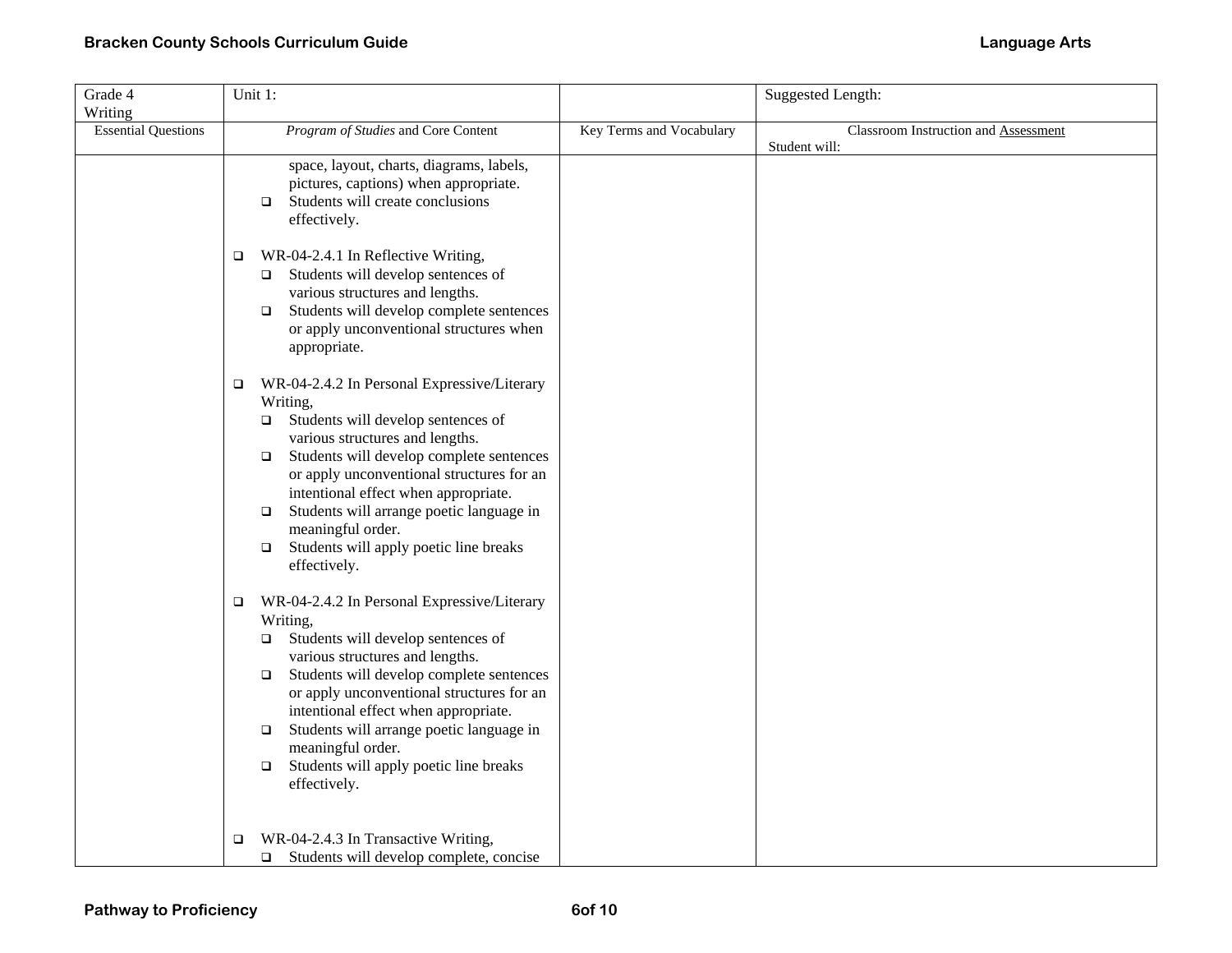| Grade 4 Writing | Unit 1: | | Suggested Length: |
|---|---|---|---|
| Essential Questions | *Program of Studies* and Core Content | Key Terms and Vocabulary | Classroom Instruction and Assessment<br>Student will: |
| | space, layout, charts, diagrams, labels, pictures, captions) when appropriate.<br>❑ Students will create conclusions effectively.<br><br>❑ WR-04-2.4.1 In Reflective Writing,<br>❑ Students will develop sentences of various structures and lengths.<br>❑ Students will develop complete sentences or apply unconventional structures when appropriate.<br><br>❑ WR-04-2.4.2 In Personal Expressive/Literary Writing,<br>❑ Students will develop sentences of various structures and lengths.<br>❑ Students will develop complete sentences or apply unconventional structures for an intentional effect when appropriate.<br>❑ Students will arrange poetic language in meaningful order.<br>❑ Students will apply poetic line breaks effectively.<br><br>❑ WR-04-2.4.2 In Personal Expressive/Literary Writing,<br>❑ Students will develop sentences of various structures and lengths.<br>❑ Students will develop complete sentences or apply unconventional structures for an intentional effect when appropriate.<br>❑ Students will arrange poetic language in meaningful order.<br>❑ Students will apply poetic line breaks effectively.<br><br>❑ WR-04-2.4.3 In Transactive Writing,<br>❑ Students will develop complete, concise | | |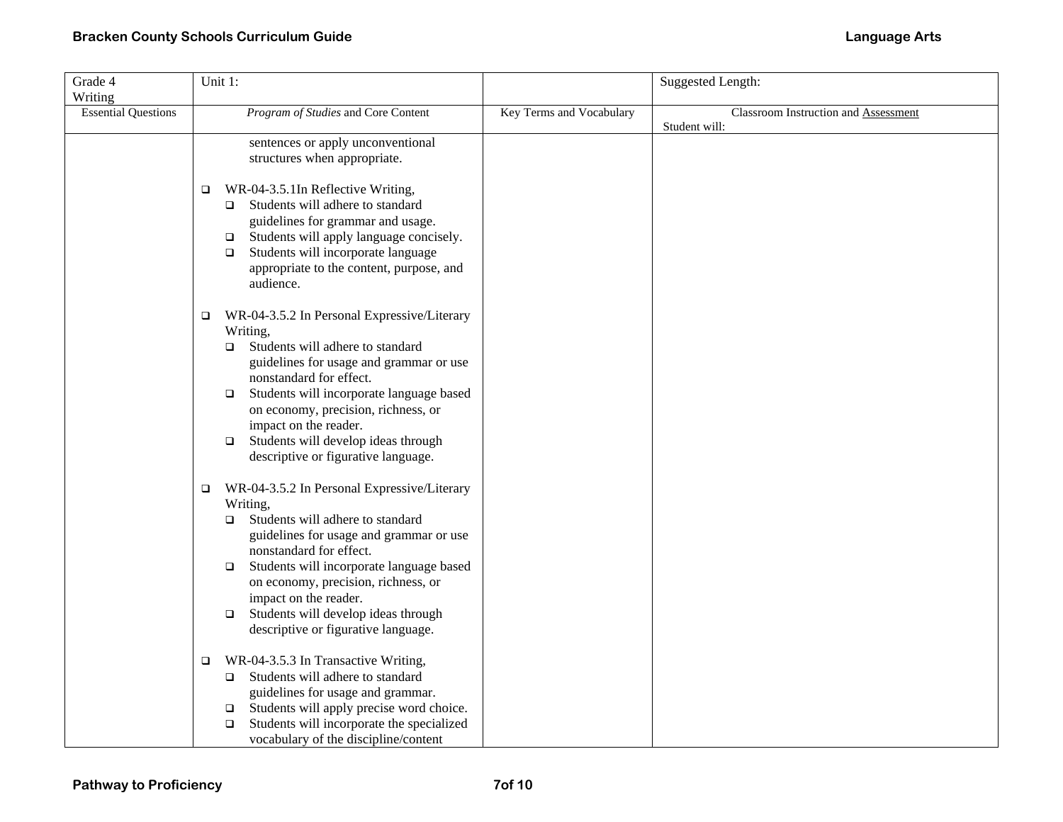| Grade 4 Writing | Unit 1: | | Suggested Length: |
|---|---|---|---|
| Essential Questions | *Program of Studies* and Core Content | Key Terms and Vocabulary | Classroom Instruction and Assessment<br>Student will: |
| | sentences or apply unconventional structures when appropriate.<br><br>❑ WR-04-3.5.1In Reflective Writing,<br>❑ Students will adhere to standard guidelines for grammar and usage.<br>❑ Students will apply language concisely.<br>❑ Students will incorporate language appropriate to the content, purpose, and audience.<br><br>❑ WR-04-3.5.2 In Personal Expressive/Literary Writing,<br>❑ Students will adhere to standard guidelines for usage and grammar or use nonstandard for effect.<br>❑ Students will incorporate language based on economy, precision, richness, or impact on the reader.<br>❑ Students will develop ideas through descriptive or figurative language.<br><br>❑ WR-04-3.5.2 In Personal Expressive/Literary Writing,<br>❑ Students will adhere to standard guidelines for usage and grammar or use nonstandard for effect.<br>❑ Students will incorporate language based on economy, precision, richness, or impact on the reader.<br>❑ Students will develop ideas through descriptive or figurative language.<br><br>❑ WR-04-3.5.3 In Transactive Writing,<br>❑ Students will adhere to standard guidelines for usage and grammar.<br>❑ Students will apply precise word choice.<br>❑ Students will incorporate the specialized vocabulary of the discipline/content | | |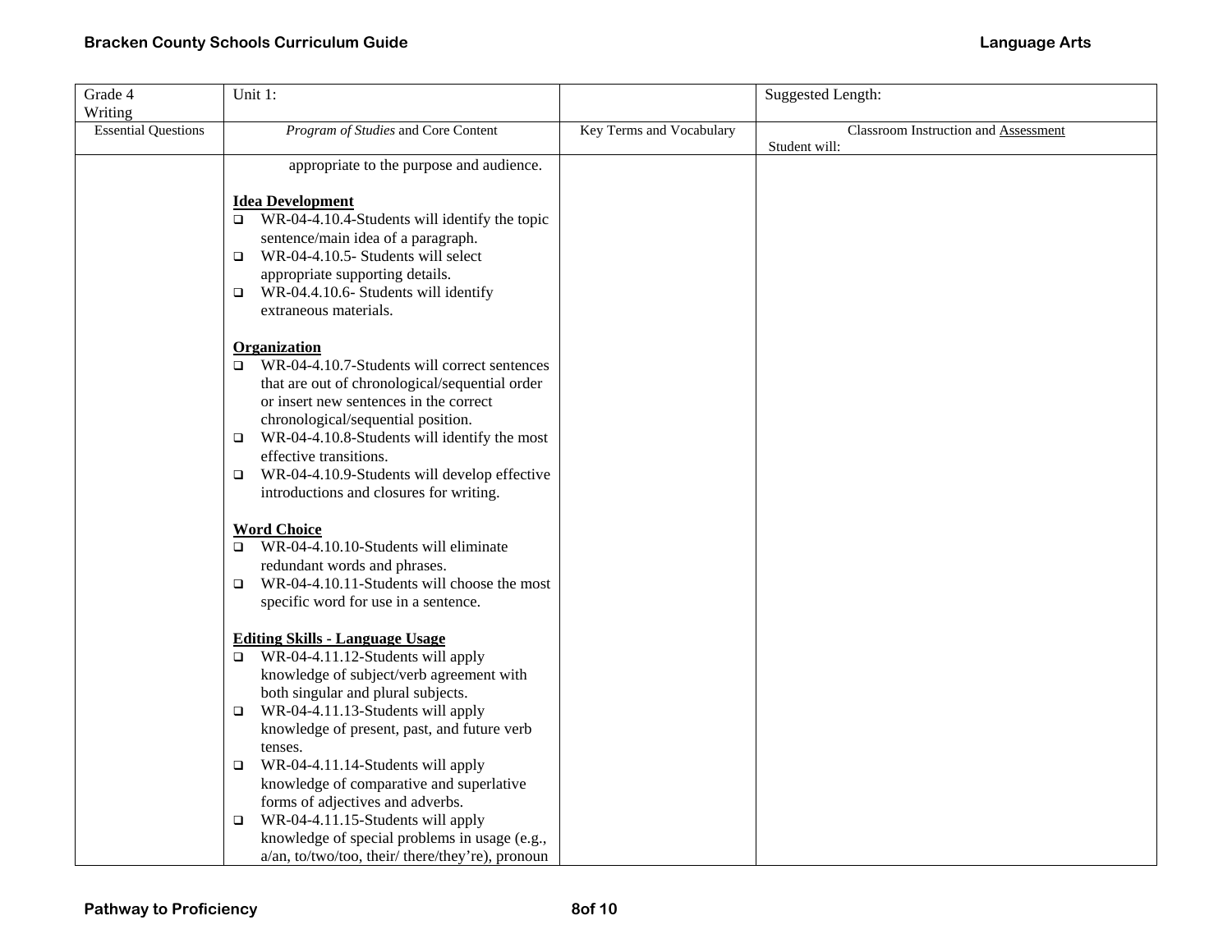| Grade 4 Writing | Unit 1: | | Suggested Length: |
|---|---|---|---|
| Essential Questions | *Program of Studies* and Core Content | Key Terms and Vocabulary | Classroom Instruction and Assessment<br>Student will: |
| | appropriate to the purpose and audience.<br><br>**Idea Development**<br>❑ WR-04-4.10.4-Students will identify the topic sentence/main idea of a paragraph.<br>❑ WR-04-4.10.5- Students will select appropriate supporting details.<br>❑ WR-04.4.10.6- Students will identify extraneous materials.<br><br>**Organization**<br>❑ WR-04-4.10.7-Students will correct sentences that are out of chronological/sequential order or insert new sentences in the correct chronological/sequential position.<br>❑ WR-04-4.10.8-Students will identify the most effective transitions.<br>❑ WR-04-4.10.9-Students will develop effective introductions and closures for writing.<br><br>**Word Choice**<br>❑ WR-04-4.10.10-Students will eliminate redundant words and phrases.<br>❑ WR-04-4.10.11-Students will choose the most specific word for use in a sentence.<br><br>**Editing Skills - Language Usage**<br>❑ WR-04-4.11.12-Students will apply knowledge of subject/verb agreement with both singular and plural subjects.<br>❑ WR-04-4.11.13-Students will apply knowledge of present, past, and future verb tenses.<br>❑ WR-04-4.11.14-Students will apply knowledge of comparative and superlative forms of adjectives and adverbs.<br>❑ WR-04-4.11.15-Students will apply knowledge of special problems in usage (e.g., a/an, to/two/too, their/ there/they're), pronoun | | |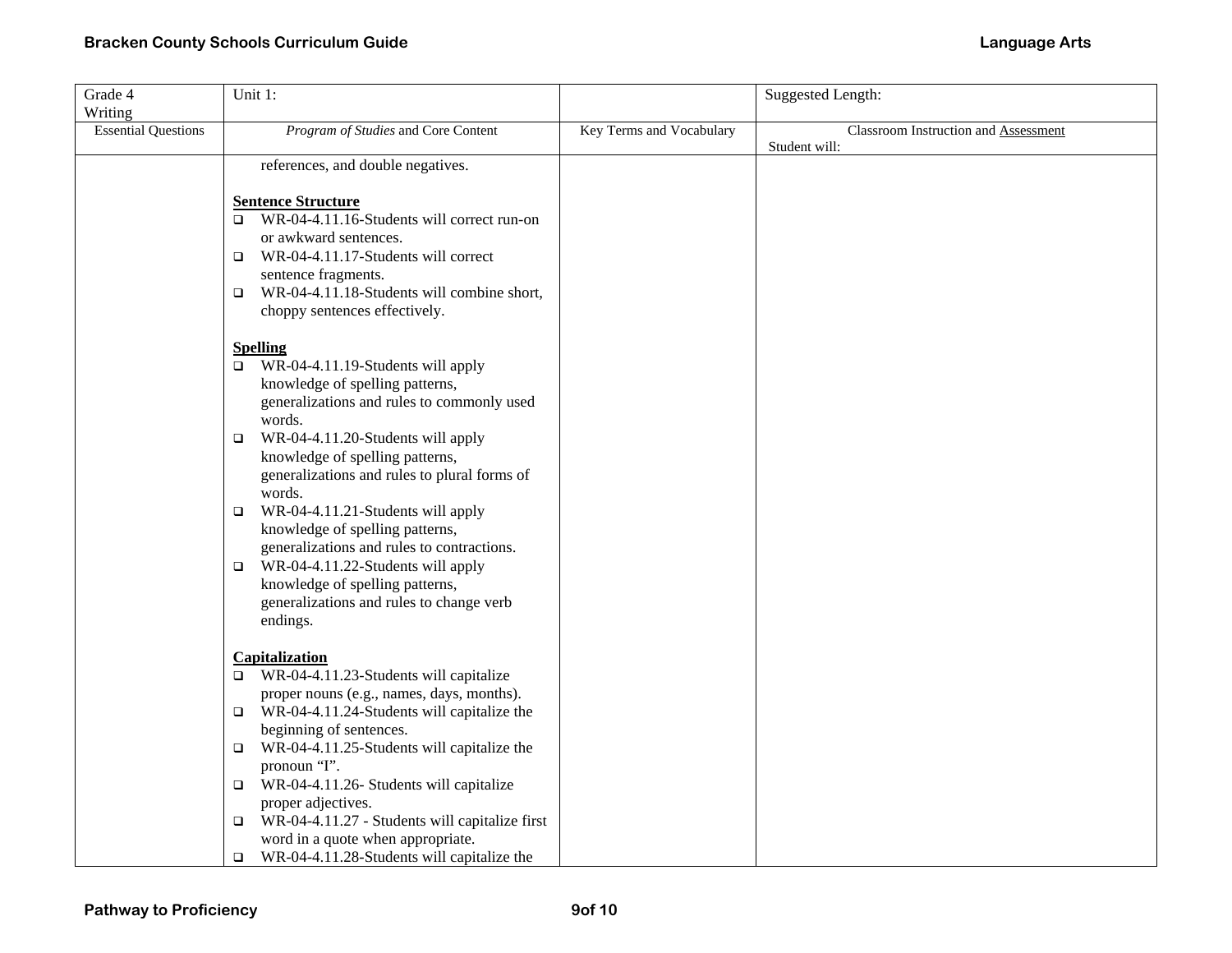| Grade 4 Writing | Unit 1: | | Suggested Length: |
|---|---|---|---|
| Essential Questions | *Program of Studies* and Core Content | Key Terms and Vocabulary | Classroom Instruction and Assessment<br>Student will: |
| | references, and double negatives.<br><br>**Sentence Structure**<br>❑ WR-04-4.11.16-Students will correct run-on or awkward sentences.<br>❑ WR-04-4.11.17-Students will correct sentence fragments.<br>❑ WR-04-4.11.18-Students will combine short, choppy sentences effectively.<br><br>**Spelling**<br>❑ WR-04-4.11.19-Students will apply knowledge of spelling patterns, generalizations and rules to commonly used words.<br>❑ WR-04-4.11.20-Students will apply knowledge of spelling patterns, generalizations and rules to plural forms of words.<br>❑ WR-04-4.11.21-Students will apply knowledge of spelling patterns, generalizations and rules to contractions.<br>❑ WR-04-4.11.22-Students will apply knowledge of spelling patterns, generalizations and rules to change verb endings.<br><br>**Capitalization**<br>❑ WR-04-4.11.23-Students will capitalize proper nouns (e.g., names, days, months).<br>❑ WR-04-4.11.24-Students will capitalize the beginning of sentences.<br>❑ WR-04-4.11.25-Students will capitalize the pronoun "I".<br>❑ WR-04-4.11.26- Students will capitalize proper adjectives.<br>❑ WR-04-4.11.27 - Students will capitalize first word in a quote when appropriate.<br>❑ WR-04-4.11.28-Students will capitalize the | | |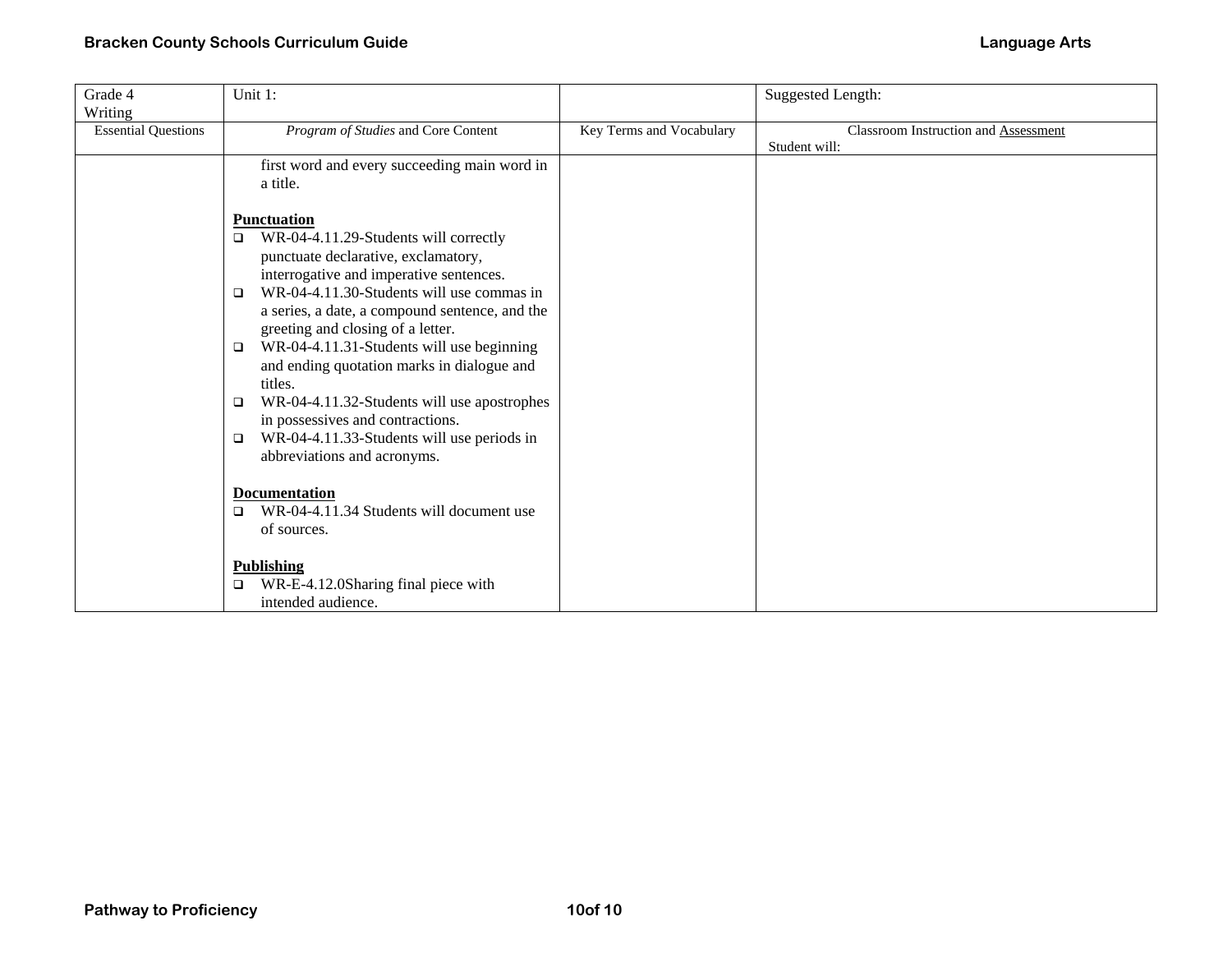| Grade 4<br>Writing | Unit 1: | | Suggested Length: |
|---|---|---|---|
| Essential Questions | *Program of Studies* and Core Content | Key Terms and Vocabulary | Classroom Instruction and Assessment<br>Student will: |
| | first word and every succeeding main word in a title.<br><br>**Punctuation**<br>❑ WR-04-4.11.29-Students will correctly punctuate declarative, exclamatory, interrogative and imperative sentences.<br>❑ WR-04-4.11.30-Students will use commas in a series, a date, a compound sentence, and the greeting and closing of a letter.<br>❑ WR-04-4.11.31-Students will use beginning and ending quotation marks in dialogue and titles.<br>❑ WR-04-4.11.32-Students will use apostrophes in possessives and contractions.<br>❑ WR-04-4.11.33-Students will use periods in abbreviations and acronyms.<br><br>**Documentation**<br>❑ WR-04-4.11.34 Students will document use of sources.<br><br>**Publishing**<br>❑ WR-E-4.12.0Sharing final piece with intended audience. | | |